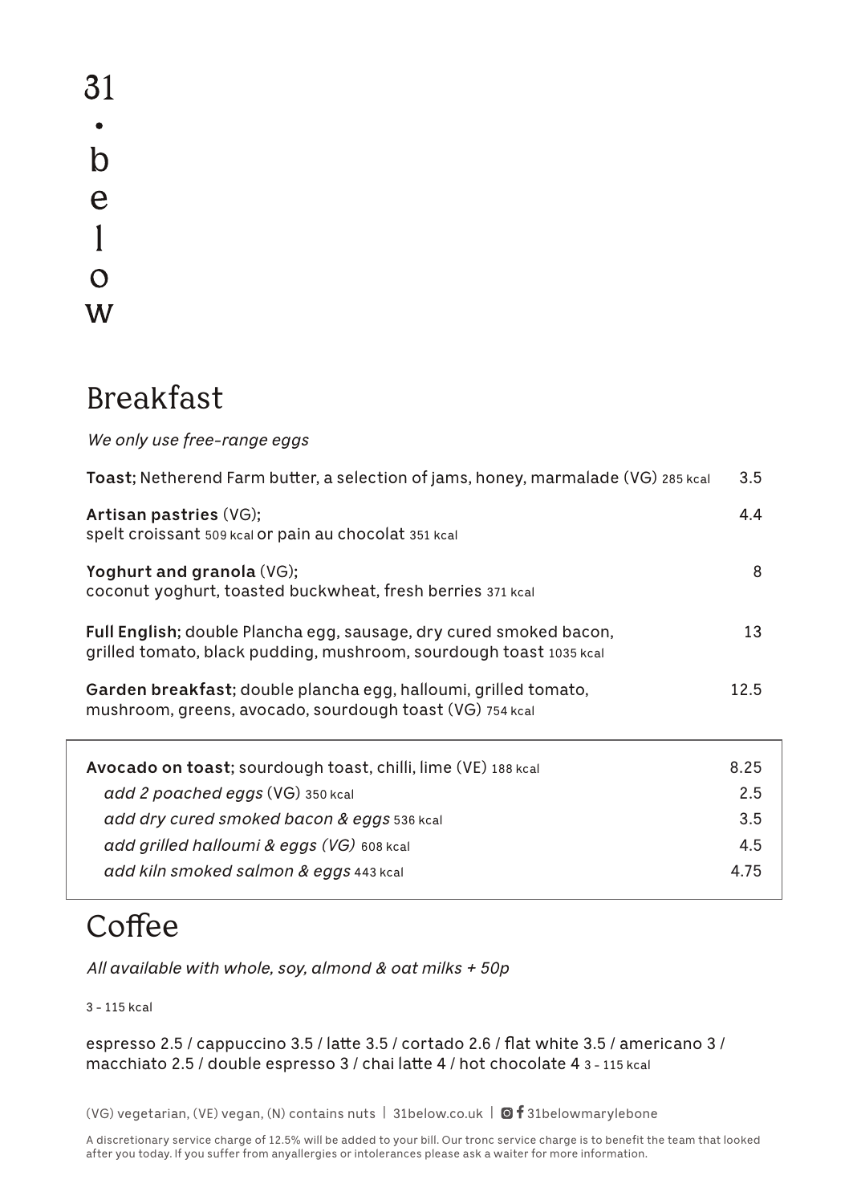# 31 • below

## Breakfast

*We only use free-range eggs*

**Toast**; Netherend Farm butter, a selection of jams, honey, marmalade (VG) 285 kcal — 3.5

**Artisan pastries** (VG);
spelt croissant 509 kcal or pain au chocolat 351 kcal — 4.4

**Yoghurt and granola** (VG);
coconut yoghurt, toasted buckwheat, fresh berries 371 kcal — 8

**Full English**; double Plancha egg, sausage, dry cured smoked bacon,
grilled tomato, black pudding, mushroom, sourdough toast 1035 kcal — 13

**Garden breakfast**; double plancha egg, halloumi, grilled tomato,
mushroom, greens, avocado, sourdough toast (VG) 754 kcal — 12.5

**Avocado on toast**; sourdough toast, chilli, lime (VE) 188 kcal — 8.25

- *add 2 poached eggs* (VG) 350 kcal — 2.5
- *add dry cured smoked bacon & eggs* 536 kcal — 3.5
- *add grilled halloumi & eggs (VG)* 608 kcal — 4.5
- *add kiln smoked salmon & eggs* 443 kcal — 4.75

## Coffee

*All available with whole, soy, almond & oat milks + 50p*

3 – 115 kcal

espresso 2.5 / cappuccino 3.5 / latte 3.5 / cortado 2.6 / flat white 3.5 / americano 3 /
macchiato 2.5 / double espresso 3 / chai latte 4 / hot chocolate 4 3 – 115 kcal

(VG) vegetarian, (VE) vegan, (N) contains nuts | 31below.co.uk | 31belowmarylebone

A discretionary service charge of 12.5% will be added to your bill. Our tronc service charge is to benefit the team that looked after you today. If you suffer from anyallergies or intolerances please ask a waiter for more information.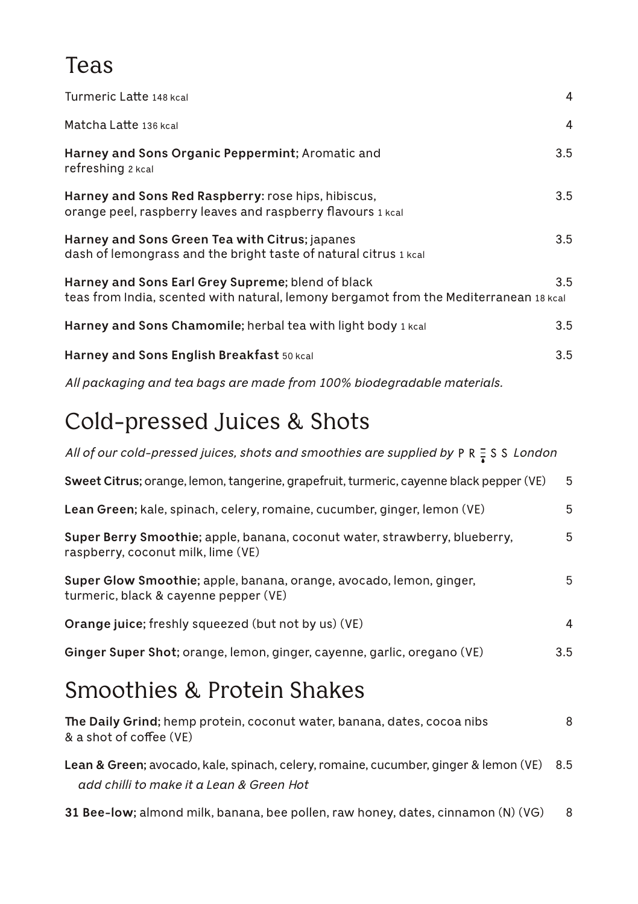# Teas

Turmeric Latte 148 kcal — 4

Matcha Latte 136 kcal — 4

**Harney and Sons Organic Peppermint**; Aromatic and refreshing 2 kcal — 3.5

**Harney and Sons Red Raspberry**: rose hips, hibiscus, orange peel, raspberry leaves and raspberry flavours 1 kcal — 3.5

**Harney and Sons Green Tea with Citrus**; japanes dash of lemongrass and the bright taste of natural citrus 1 kcal — 3.5

**Harney and Sons Earl Grey Supreme**; blend of black teas from India, scented with natural, lemony bergamot from the Mediterranean 18 kcal — 3.5

**Harney and Sons Chamomile**; herbal tea with light body 1 kcal — 3.5

**Harney and Sons English Breakfast** 50 kcal — 3.5

*All packaging and tea bags are made from 100% biodegradable materials.*

# Cold-pressed Juices & Shots

*All of our cold-pressed juices, shots and smoothies are supplied by* PRESS *London*

**Sweet Citrus**; orange, lemon, tangerine, grapefruit, turmeric, cayenne black pepper (VE) — 5

**Lean Green**; kale, spinach, celery, romaine, cucumber, ginger, lemon (VE) — 5

**Super Berry Smoothie**; apple, banana, coconut water, strawberry, blueberry, raspberry, coconut milk, lime (VE) — 5

**Super Glow Smoothie**; apple, banana, orange, avocado, lemon, ginger, turmeric, black & cayenne pepper (VE) — 5

**Orange juice**; freshly squeezed (but not by us) (VE) — 4

**Ginger Super Shot**; orange, lemon, ginger, cayenne, garlic, oregano (VE) — 3.5

# Smoothies & Protein Shakes

**The Daily Grind**; hemp protein, coconut water, banana, dates, cocoa nibs & a shot of coffee (VE) — 8

**Lean & Green**; avocado, kale, spinach, celery, romaine, cucumber, ginger & lemon (VE) — 8.5
*add chilli to make it a Lean & Green Hot*

**31 Bee-low**; almond milk, banana, bee pollen, raw honey, dates, cinnamon (N) (VG) — 8